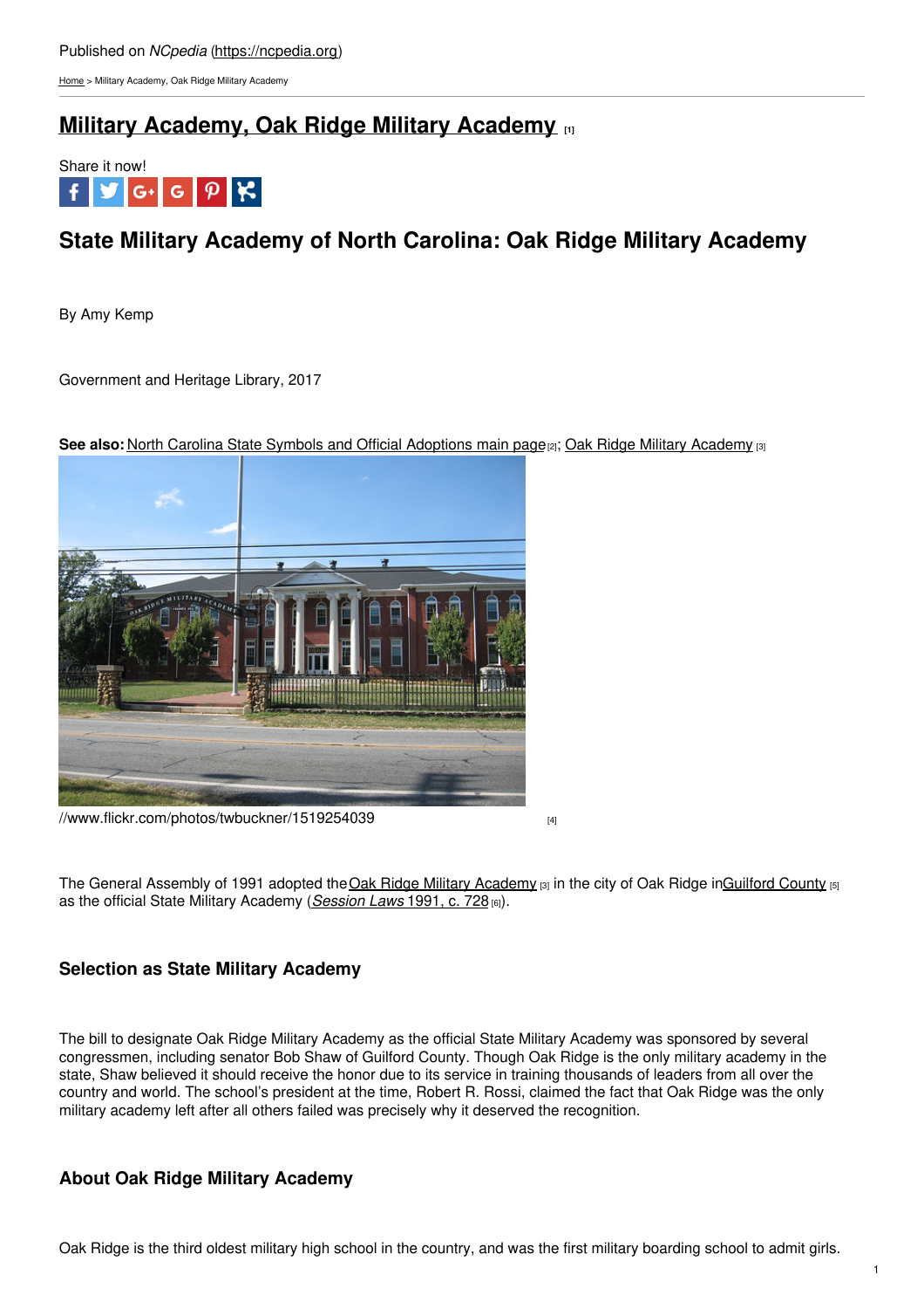Published on *NCpedia* (https://ncpedia.org)

Home > Military Academy, Oak Ridge Military Academy

# Military Academy, Oak Ridge Military Academy [1]

Share it now!

## State Military Academy of North Carolina: Oak Ridge Military Academy

By Amy Kemp

Government and Heritage Library, 2017

**See also:** North Carolina State Symbols and Official Adoptions main page [2]; Oak Ridge Military Academy [3]

//www.flickr.com/photos/twbuckner/1519254039 [4]

The General Assembly of 1991 adopted the Oak Ridge Military Academy [3] in the city of Oak Ridge in Guilford County [5] as the official State Military Academy (*Session Laws* 1991, c. 728 [6]).

### Selection as State Military Academy

The bill to designate Oak Ridge Military Academy as the official State Military Academy was sponsored by several congressmen, including senator Bob Shaw of Guilford County. Though Oak Ridge is the only military academy in the state, Shaw believed it should receive the honor due to its service in training thousands of leaders from all over the country and world. The school's president at the time, Robert R. Rossi, claimed the fact that Oak Ridge was the only military academy left after all others failed was precisely why it deserved the recognition.

### About Oak Ridge Military Academy

Oak Ridge is the third oldest military high school in the country, and was the first military boarding school to admit girls.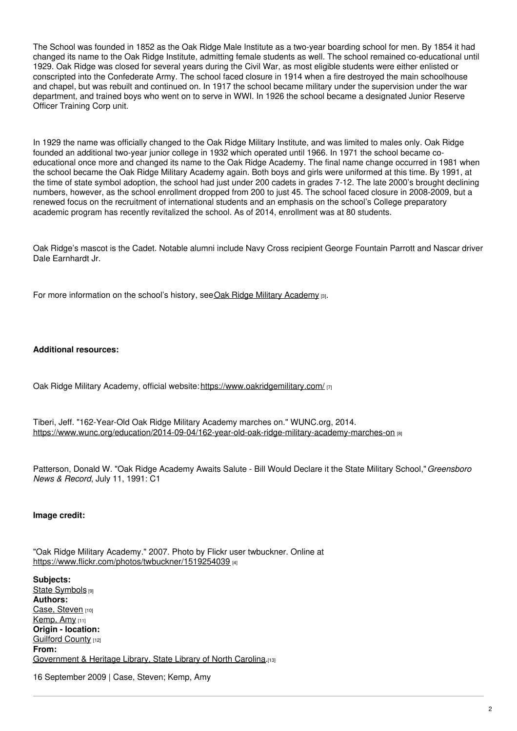The School was founded in 1852 as the Oak Ridge Male Institute as a two-year boarding school for men. By 1854 it had changed its name to the Oak Ridge Institute, admitting female students as well. The school remained co-educational until 1929. Oak Ridge was closed for several years during the Civil War, as most eligible students were either enlisted or conscripted into the Confederate Army. The school faced closure in 1914 when a fire destroyed the main schoolhouse and chapel, but was rebuilt and continued on. In 1917 the school became military under the supervision under the war department, and trained boys who went on to serve in WWI. In 1926 the school became a designated Junior Reserve Officer Training Corp unit.

In 1929 the name was officially changed to the Oak Ridge Military Institute, and was limited to males only. Oak Ridge founded an additional two-year junior college in 1932 which operated until 1966. In 1971 the school became co-educational once more and changed its name to the Oak Ridge Academy. The final name change occurred in 1981 when the school became the Oak Ridge Military Academy again. Both boys and girls were uniformed at this time. By 1991, at the time of state symbol adoption, the school had just under 200 cadets in grades 7-12. The late 2000's brought declining numbers, however, as the school enrollment dropped from 200 to just 45. The school faced closure in 2008-2009, but a renewed focus on the recruitment of international students and an emphasis on the school's College preparatory academic program has recently revitalized the school. As of 2014, enrollment was at 80 students.

Oak Ridge's mascot is the Cadet. Notable alumni include Navy Cross recipient George Fountain Parrott and Nascar driver Dale Earnhardt Jr.

For more information on the school's history, see Oak Ridge Military Academy [3].

**Additional resources:**

Oak Ridge Military Academy, official website: https://www.oakridgemilitary.com/ [7]

Tiberi, Jeff. "162-Year-Old Oak Ridge Military Academy marches on." WUNC.org, 2014. https://www.wunc.org/education/2014-09-04/162-year-old-oak-ridge-military-academy-marches-on [8]

Patterson, Donald W. "Oak Ridge Academy Awaits Salute - Bill Would Declare it the State Military School," *Greensboro News & Record*, July 11, 1991: C1

**Image credit:**

"Oak Ridge Military Academy." 2007. Photo by Flickr user twbuckner. Online at https://www.flickr.com/photos/twbuckner/1519254039 [4]

**Subjects:**
State Symbols [9]
**Authors:**
Case, Steven [10]
Kemp, Amy [11]
**Origin - location:**
Guilford County [12]
**From:**
Government & Heritage Library, State Library of North Carolina. [13]

16 September 2009 | Case, Steven; Kemp, Amy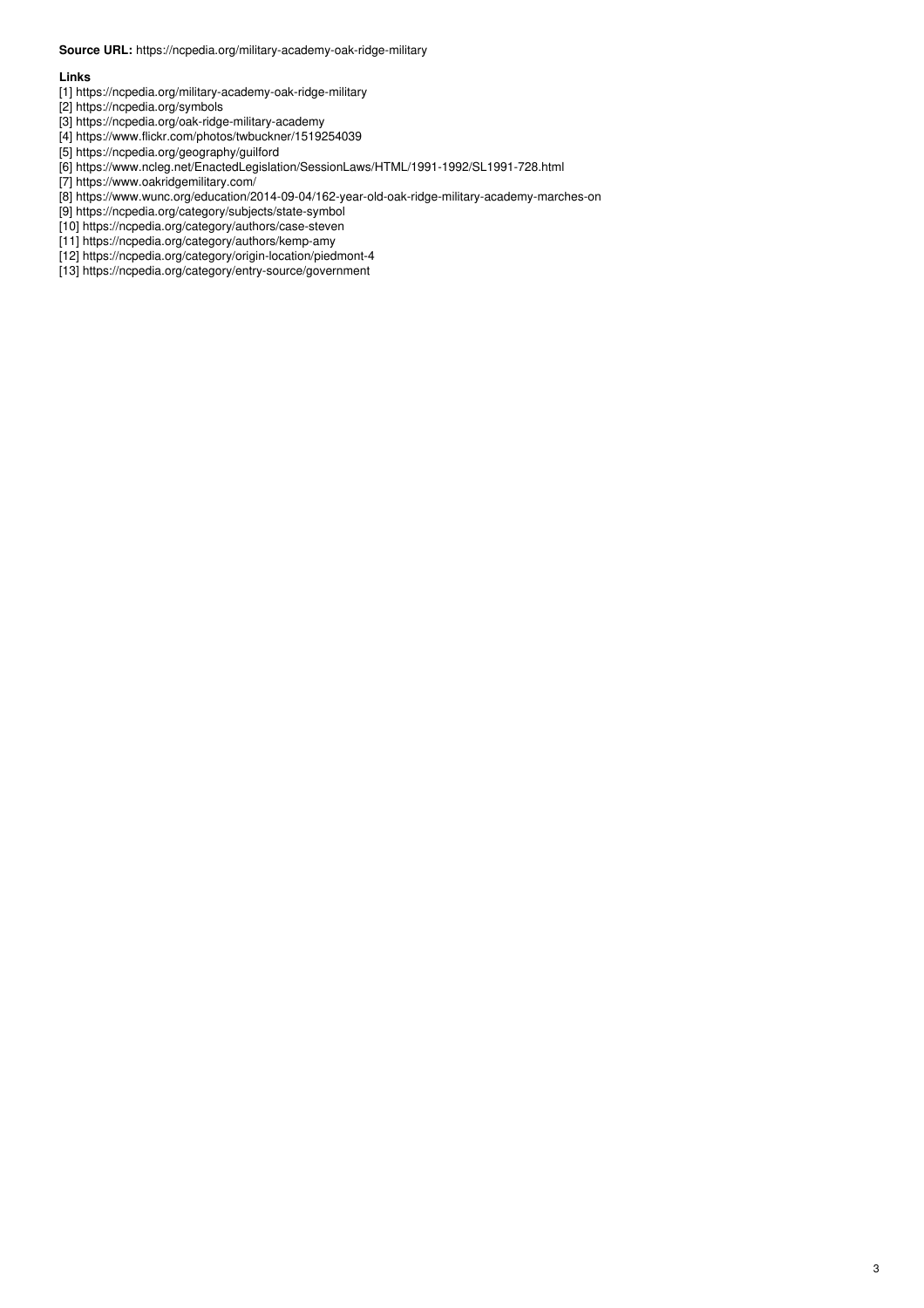**Source URL:** https://ncpedia.org/military-academy-oak-ridge-military

**Links**

[1] https://ncpedia.org/military-academy-oak-ridge-military
[2] https://ncpedia.org/symbols
[3] https://ncpedia.org/oak-ridge-military-academy
[4] https://www.flickr.com/photos/twbuckner/1519254039
[5] https://ncpedia.org/geography/guilford
[6] https://www.ncleg.net/EnactedLegislation/SessionLaws/HTML/1991-1992/SL1991-728.html
[7] https://www.oakridgemilitary.com/
[8] https://www.wunc.org/education/2014-09-04/162-year-old-oak-ridge-military-academy-marches-on
[9] https://ncpedia.org/category/subjects/state-symbol
[10] https://ncpedia.org/category/authors/case-steven
[11] https://ncpedia.org/category/authors/kemp-amy
[12] https://ncpedia.org/category/origin-location/piedmont-4
[13] https://ncpedia.org/category/entry-source/government